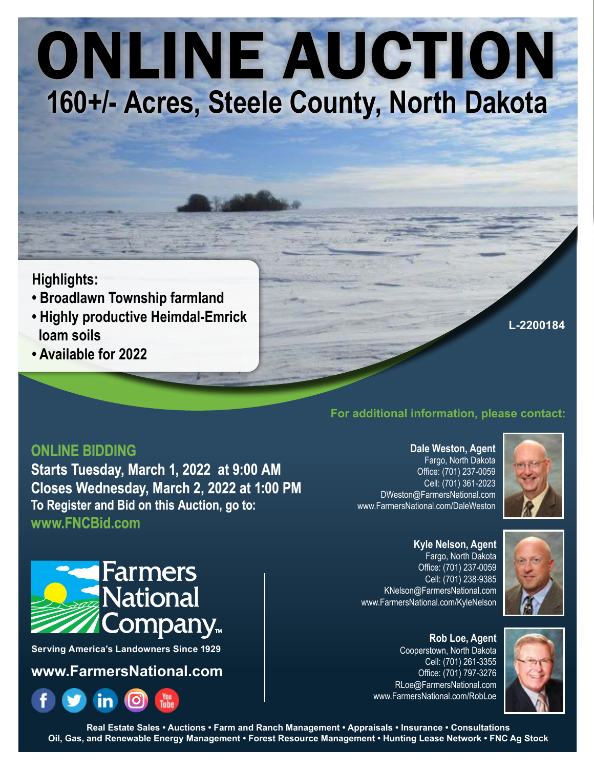# ONLINE AUCTION

## 160+/- Acres, Steele County, North Dakota

**Highlights:**

- **Broadlawn Township farmland**
- **Highly productive Heimdal-Emrick loam soils**
- **Available for 2022**

L-2200184

### ONLINE BIDDING

**Starts Tuesday, March 1, 2022 at 9:00 AM**
**Closes Wednesday, March 2, 2022 at 1:00 PM**
**To Register and Bid on this Auction, go to:**
**www.FNCBid.com**

Farmers National Company™

Serving America's Landowners Since 1929

www.FarmersNational.com

**For additional information, please contact:**

**Dale Weston, Agent**
Fargo, North Dakota
Office: (701) 237-0059
Cell: (701) 361-2023
DWeston@FarmersNational.com
www.FarmersNational.com/DaleWeston

**Kyle Nelson, Agent**
Fargo, North Dakota
Office: (701) 237-0059
Cell: (701) 238-9385
KNelson@FarmersNational.com
www.FarmersNational.com/KyleNelson

**Rob Loe, Agent**
Cooperstown, North Dakota
Cell: (701) 261-3355
Office: (701) 797-3276
RLoe@FarmersNational.com
www.FarmersNational.com/RobLoe

Real Estate Sales • Auctions • Farm and Ranch Management • Appraisals • Insurance • Consultations
Oil, Gas, and Renewable Energy Management • Forest Resource Management • Hunting Lease Network • FNC Ag Stock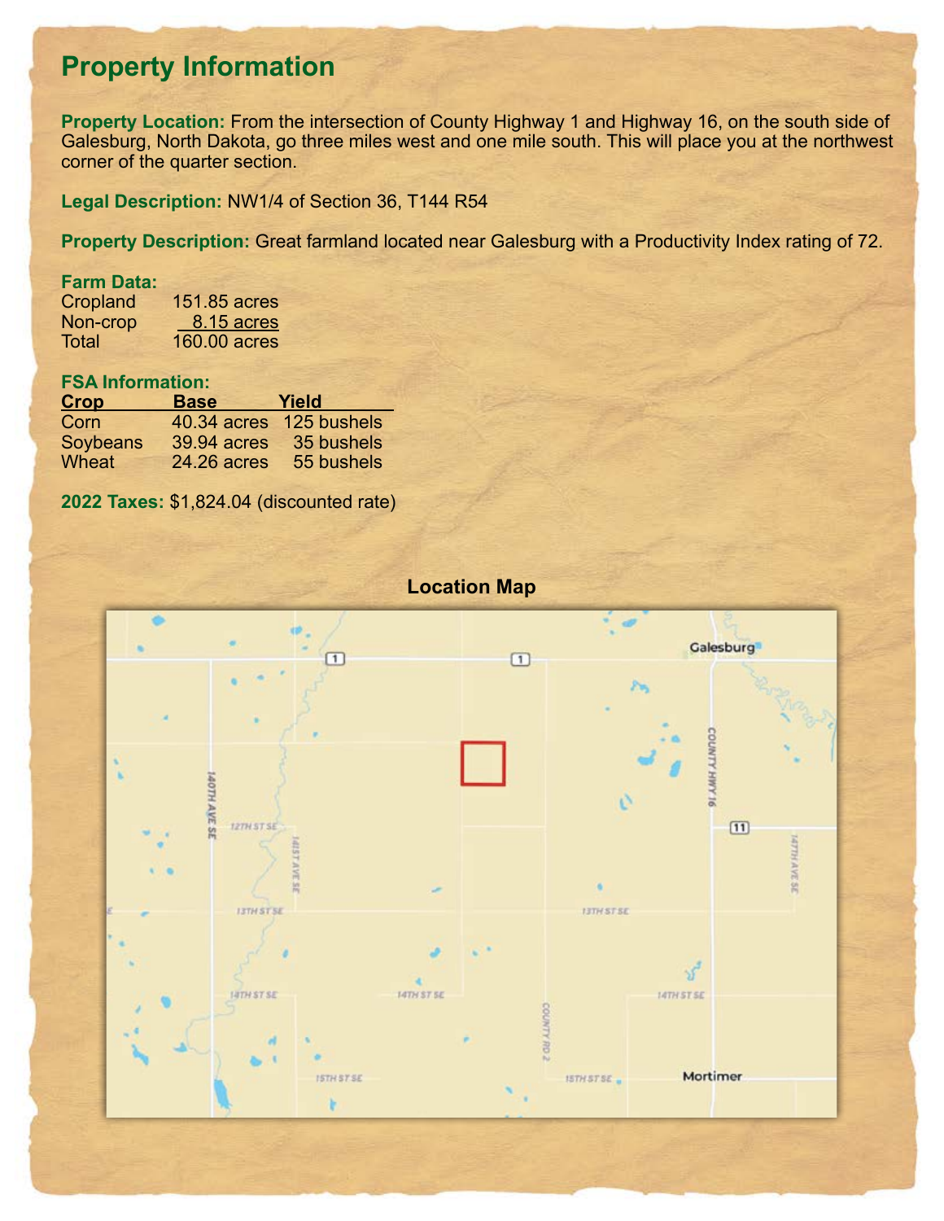# Property Information

**Property Location:** From the intersection of County Highway 1 and Highway 16, on the south side of Galesburg, North Dakota, go three miles west and one mile south. This will place you at the northwest corner of the quarter section.

**Legal Description:** NW1/4 of Section 36, T144 R54

**Property Description:** Great farmland located near Galesburg with a Productivity Index rating of 72.

**Farm Data:**

| | |
|---|---|
| Cropland | 151.85 acres |
| Non-crop | 8.15 acres |
| Total | 160.00 acres |

**FSA Information:**

| Crop | Base | Yield |
|---|---|---|
| Corn | 40.34 acres | 125 bushels |
| Soybeans | 39.94 acres | 35 bushels |
| Wheat | 24.26 acres | 55 bushels |

**2022 Taxes:** $1,824.04 (discounted rate)

**Location Map**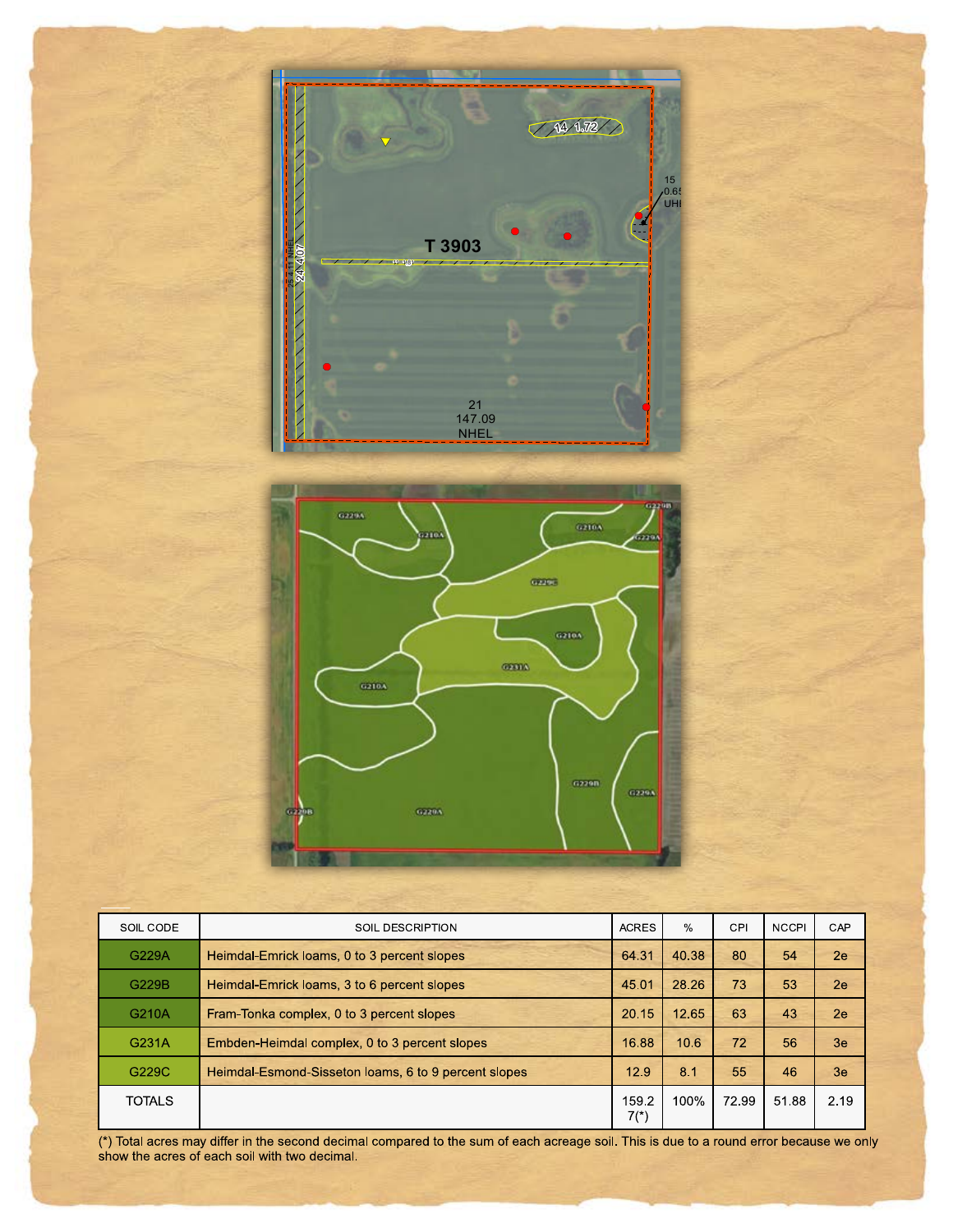| SOIL CODE | SOIL DESCRIPTION | ACRES | % | CPI | NCCPI | CAP |
|---|---|---|---|---|---|---|
| G229A | Heimdal-Emrick loams, 0 to 3 percent slopes | 64.31 | 40.38 | 80 | 54 | 2e |
| G229B | Heimdal-Emrick loams, 3 to 6 percent slopes | 45.01 | 28.26 | 73 | 53 | 2e |
| G210A | Fram-Tonka complex, 0 to 3 percent slopes | 20.15 | 12.65 | 63 | 43 | 2e |
| G231A | Embden-Heimdal complex, 0 to 3 percent slopes | 16.88 | 10.6 | 72 | 56 | 3e |
| G229C | Heimdal-Esmond-Sisseton loams, 6 to 9 percent slopes | 12.9 | 8.1 | 55 | 46 | 3e |
| TOTALS | | 159.27(*) | 100% | 72.99 | 51.88 | 2.19 |

(*) Total acres may differ in the second decimal compared to the sum of each acreage soil. This is due to a round error because we only show the acres of each soil with two decimal.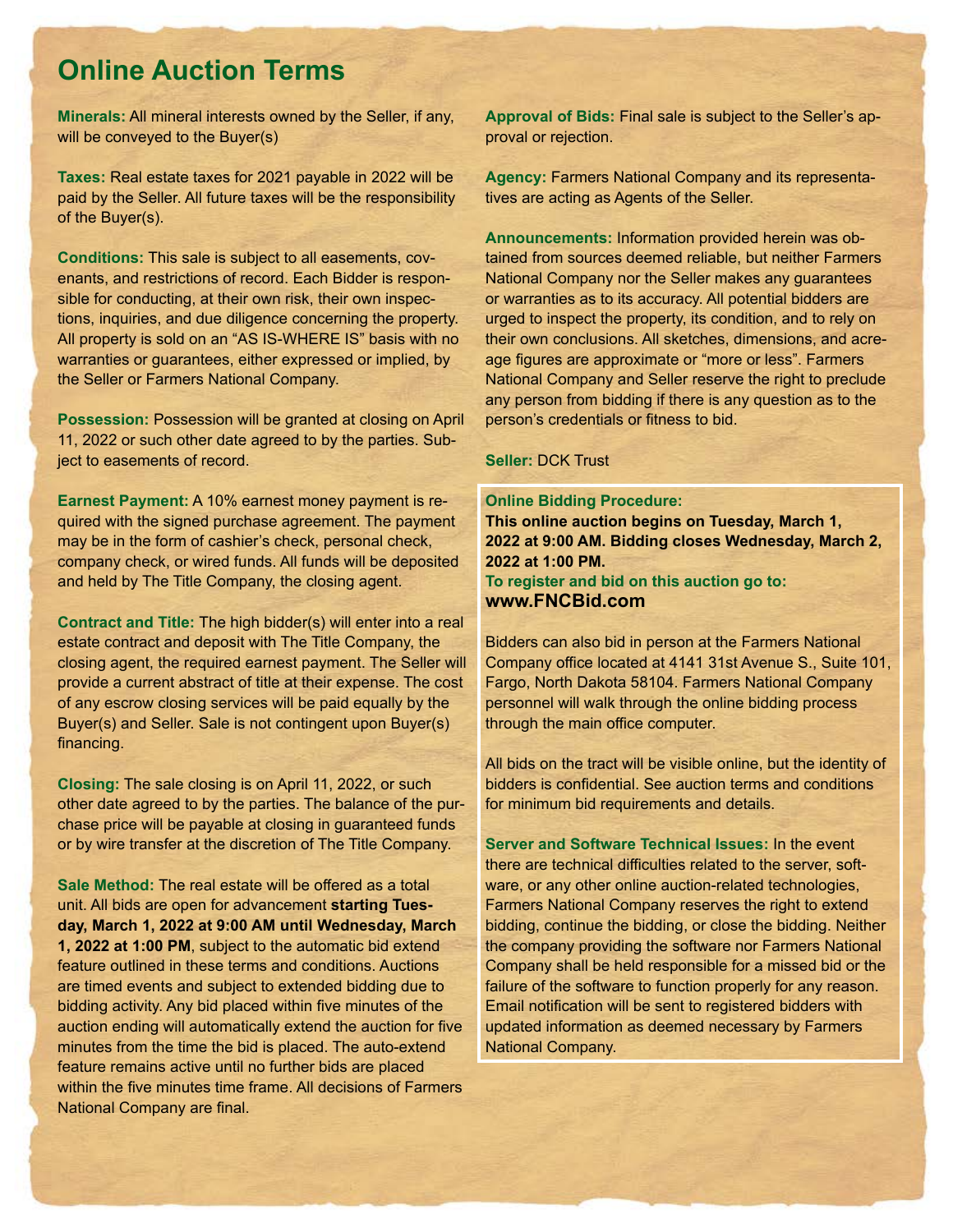# Online Auction Terms

**Minerals:** All mineral interests owned by the Seller, if any, will be conveyed to the Buyer(s)

**Taxes:** Real estate taxes for 2021 payable in 2022 will be paid by the Seller. All future taxes will be the responsibility of the Buyer(s).

**Conditions:** This sale is subject to all easements, covenants, and restrictions of record. Each Bidder is responsible for conducting, at their own risk, their own inspections, inquiries, and due diligence concerning the property. All property is sold on an "AS IS-WHERE IS" basis with no warranties or guarantees, either expressed or implied, by the Seller or Farmers National Company.

**Possession:** Possession will be granted at closing on April 11, 2022 or such other date agreed to by the parties. Subject to easements of record.

**Earnest Payment:** A 10% earnest money payment is required with the signed purchase agreement. The payment may be in the form of cashier's check, personal check, company check, or wired funds. All funds will be deposited and held by The Title Company, the closing agent.

**Contract and Title:** The high bidder(s) will enter into a real estate contract and deposit with The Title Company, the closing agent, the required earnest payment. The Seller will provide a current abstract of title at their expense. The cost of any escrow closing services will be paid equally by the Buyer(s) and Seller. Sale is not contingent upon Buyer(s) financing.

**Closing:** The sale closing is on April 11, 2022, or such other date agreed to by the parties. The balance of the purchase price will be payable at closing in guaranteed funds or by wire transfer at the discretion of The Title Company.

**Sale Method:** The real estate will be offered as a total unit. All bids are open for advancement **starting Tuesday, March 1, 2022 at 9:00 AM until Wednesday, March 1, 2022 at 1:00 PM**, subject to the automatic bid extend feature outlined in these terms and conditions. Auctions are timed events and subject to extended bidding due to bidding activity. Any bid placed within five minutes of the auction ending will automatically extend the auction for five minutes from the time the bid is placed. The auto-extend feature remains active until no further bids are placed within the five minutes time frame. All decisions of Farmers National Company are final.

**Approval of Bids:** Final sale is subject to the Seller's approval or rejection.

**Agency:** Farmers National Company and its representatives are acting as Agents of the Seller.

**Announcements:** Information provided herein was obtained from sources deemed reliable, but neither Farmers National Company nor the Seller makes any guarantees or warranties as to its accuracy. All potential bidders are urged to inspect the property, its condition, and to rely on their own conclusions. All sketches, dimensions, and acreage figures are approximate or "more or less". Farmers National Company and Seller reserve the right to preclude any person from bidding if there is any question as to the person's credentials or fitness to bid.

**Seller:** DCK Trust

**Online Bidding Procedure:**
**This online auction begins on Tuesday, March 1, 2022 at 9:00 AM. Bidding closes Wednesday, March 2, 2022 at 1:00 PM.**
**To register and bid on this auction go to:**
**www.FNCBid.com**

Bidders can also bid in person at the Farmers National Company office located at 4141 31st Avenue S., Suite 101, Fargo, North Dakota 58104. Farmers National Company personnel will walk through the online bidding process through the main office computer.

All bids on the tract will be visible online, but the identity of bidders is confidential. See auction terms and conditions for minimum bid requirements and details.

**Server and Software Technical Issues:** In the event there are technical difficulties related to the server, software, or any other online auction-related technologies, Farmers National Company reserves the right to extend bidding, continue the bidding, or close the bidding. Neither the company providing the software nor Farmers National Company shall be held responsible for a missed bid or the failure of the software to function properly for any reason. Email notification will be sent to registered bidders with updated information as deemed necessary by Farmers National Company.